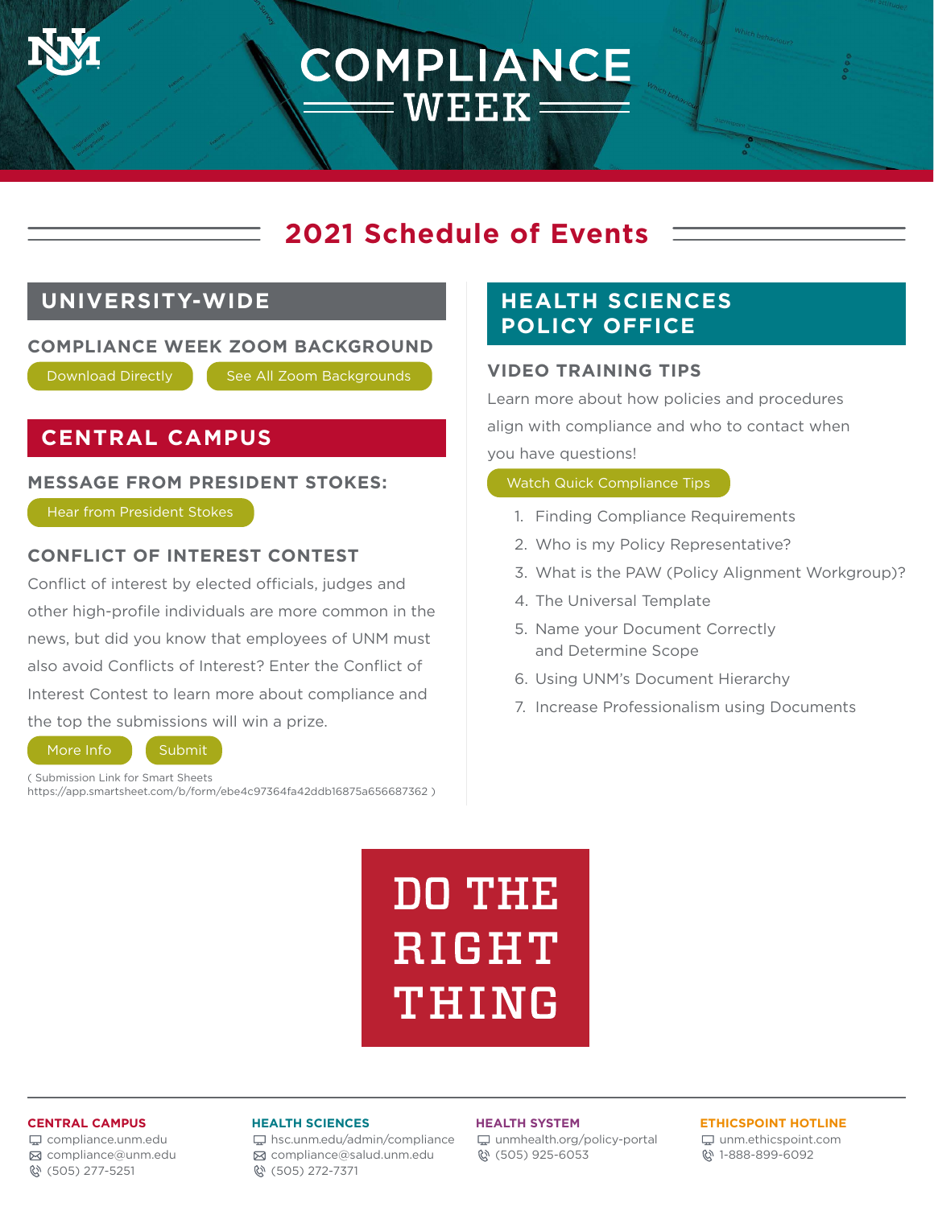# COMPLIANCE WEEK

## 2021 Schedule of Events

### UNIVERSITY-WIDE

#### COMPLIANCE WEEK ZOOM BACKGROUND

Download Directly | See All Zoom Backgrounds

### CENTRAL CAMPUS

#### MESSAGE FROM PRESIDENT STOKES:

Hear from President Stokes

#### CONFLICT OF INTEREST CONTEST

Conflict of interest by elected officials, judges and other high-profile individuals are more common in the news, but did you know that employees of UNM must also avoid Conflicts of Interest? Enter the Conflict of Interest Contest to learn more about compliance and the top the submissions will win a prize.

More Info | Submit

( Submission Link for Smart Sheets https://app.smartsheet.com/b/form/ebe4c97364fa42ddb16875a656687362 )

### HEALTH SCIENCES POLICY OFFICE

#### VIDEO TRAINING TIPS

Learn more about how policies and procedures align with compliance and who to contact when you have questions!

Watch Quick Compliance Tips

1. Finding Compliance Requirements
2. Who is my Policy Representative?
3. What is the PAW (Policy Alignment Workgroup)?
4. The Universal Template
5. Name your Document Correctly and Determine Scope
6. Using UNM's Document Hierarchy
7. Increase Professionalism using Documents

**DO THE RIGHT THING**

---

**CENTRAL CAMPUS**
compliance.unm.edu
compliance@unm.edu
(505) 277-5251

**HEALTH SCIENCES**
hsc.unm.edu/admin/compliance
compliance@salud.unm.edu
(505) 272-7371

**HEALTH SYSTEM**
unmhealth.org/policy-portal
(505) 925-6053

**ETHICSPOINT HOTLINE**
unm.ethicspoint.com
1-888-899-6092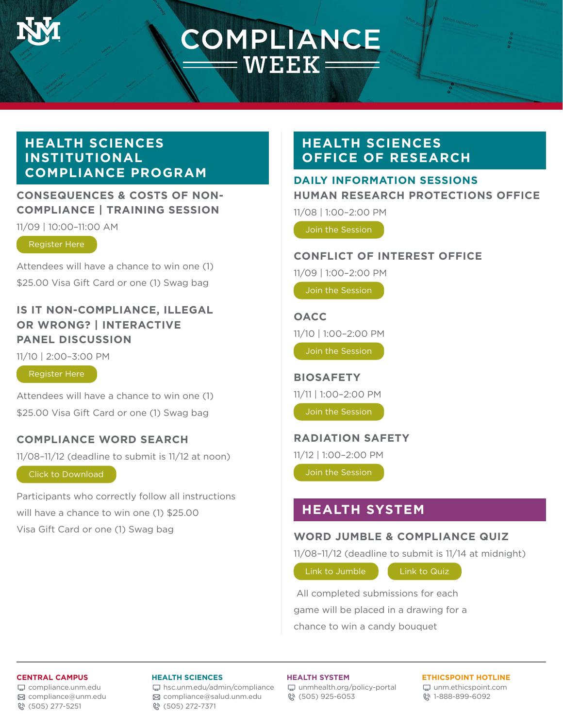# COMPLIANCE WEEK

## HEALTH SCIENCES INSTITUTIONAL COMPLIANCE PROGRAM

### CONSEQUENCES & COSTS OF NON-COMPLIANCE | TRAINING SESSION

11/09 | 10:00–11:00 AM

Register Here

Attendees will have a chance to win one (1) $25.00 Visa Gift Card or one (1) Swag bag

### IS IT NON-COMPLIANCE, ILLEGAL OR WRONG? | INTERACTIVE PANEL DISCUSSION

11/10 | 2:00–3:00 PM

Register Here

Attendees will have a chance to win one (1) $25.00 Visa Gift Card or one (1) Swag bag

### COMPLIANCE WORD SEARCH

11/08–11/12 (deadline to submit is 11/12 at noon)

Click to Download

Participants who correctly follow all instructions will have a chance to win one (1) $25.00 Visa Gift Card or one (1) Swag bag

## HEALTH SCIENCES OFFICE OF RESEARCH

### DAILY INFORMATION SESSIONS

### HUMAN RESEARCH PROTECTIONS OFFICE

11/08 | 1:00–2:00 PM

Join the Session

### CONFLICT OF INTEREST OFFICE

11/09 | 1:00–2:00 PM

Join the Session

### OACC

11/10 | 1:00–2:00 PM

Join the Session

### BIOSAFETY

11/11 | 1:00–2:00 PM

Join the Session

### RADIATION SAFETY

11/12 | 1:00–2:00 PM

Join the Session

## HEALTH SYSTEM

### WORD JUMBLE & COMPLIANCE QUIZ

11/08–11/12 (deadline to submit is 11/14 at midnight)

Link to Jumble | Link to Quiz

All completed submissions for each game will be placed in a drawing for a chance to win a candy bouquet

---

**CENTRAL CAMPUS**
compliance.unm.edu
compliance@unm.edu
(505) 277-5251

**HEALTH SCIENCES**
hsc.unm.edu/admin/compliance
compliance@salud.unm.edu
(505) 272-7371

**HEALTH SYSTEM**
unmhealth.org/policy-portal
(505) 925-6053

**ETHICSPOINT HOTLINE**
unm.ethicspoint.com
1-888-899-6092